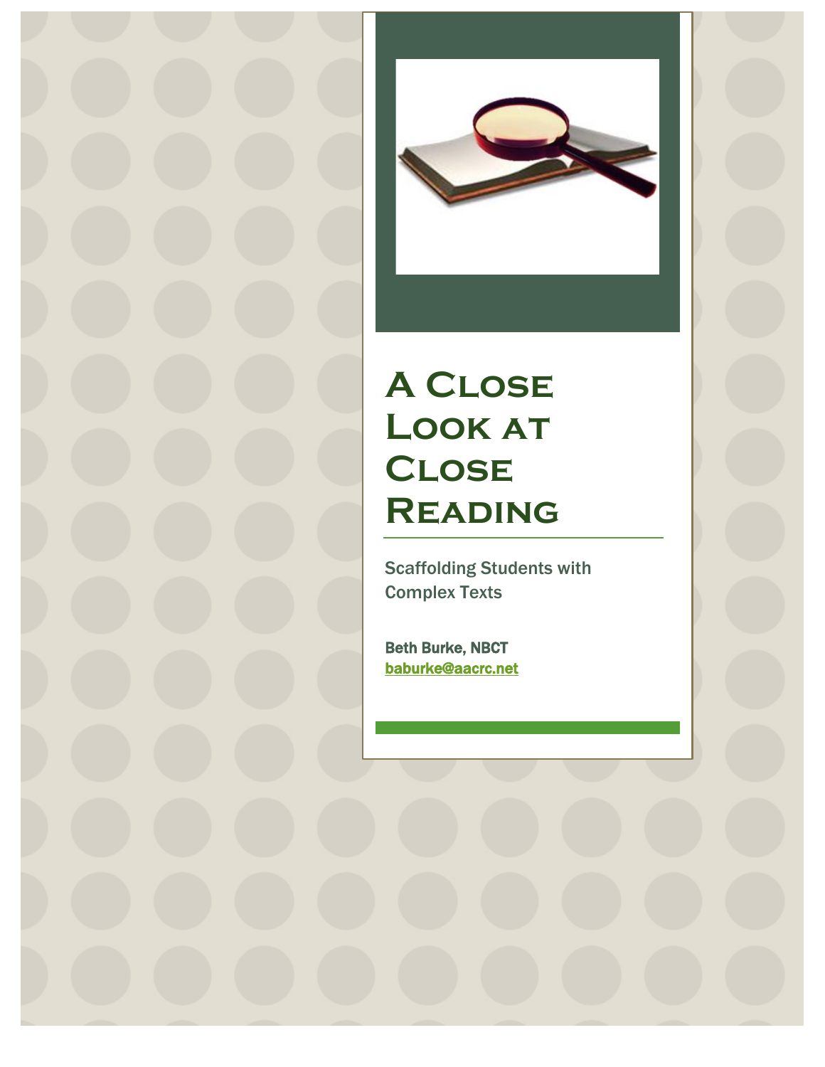# A Close Look at Close Reading

Scaffolding Students with Complex Texts

**Beth Burke, NBCT**
**baburke@aacrc.net**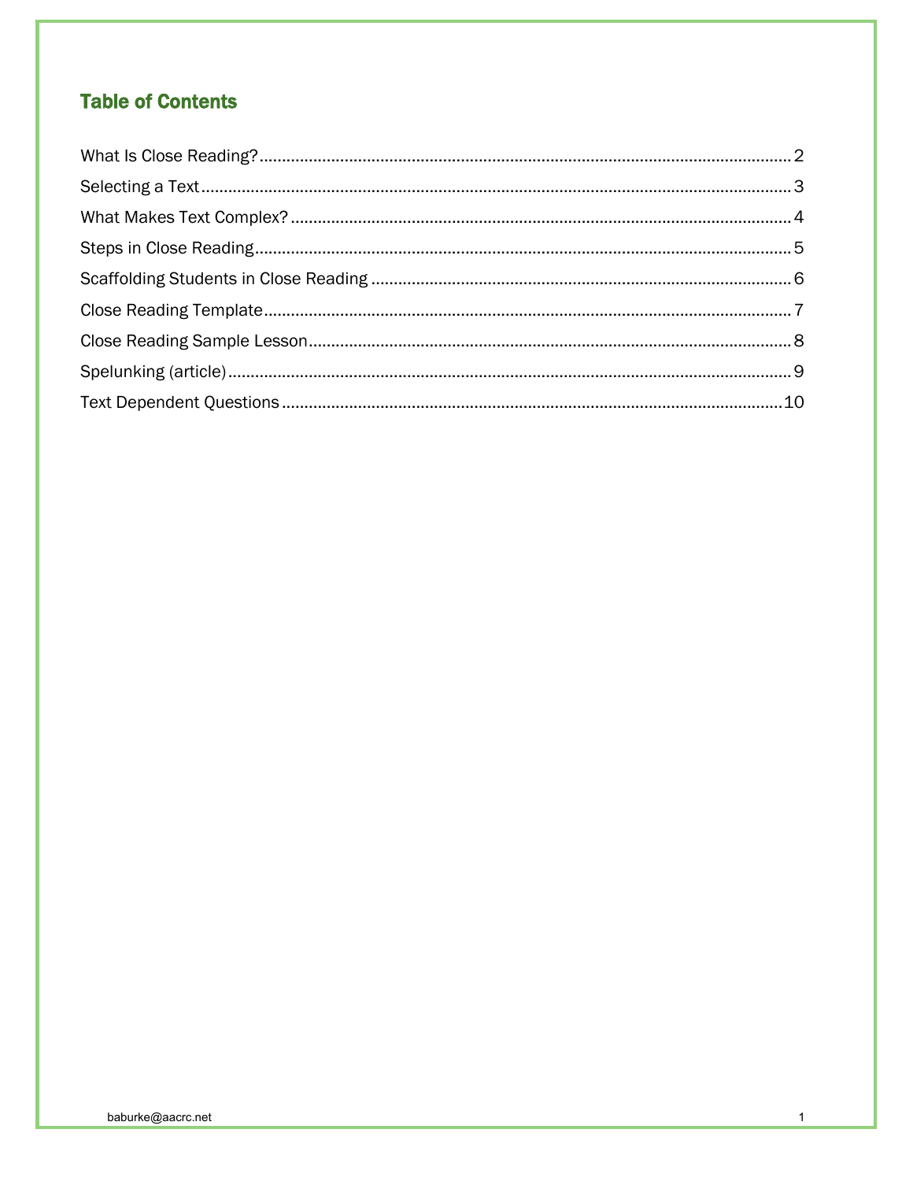## Table of Contents

| | |
|---|---|
| What Is Close Reading? | 2 |
| Selecting a Text | 3 |
| What Makes Text Complex? | 4 |
| Steps in Close Reading | 5 |
| Scaffolding Students in Close Reading | 6 |
| Close Reading Template | 7 |
| Close Reading Sample Lesson | 8 |
| Spelunking (article) | 9 |
| Text Dependent Questions | 10 |

baburke@aacrc.net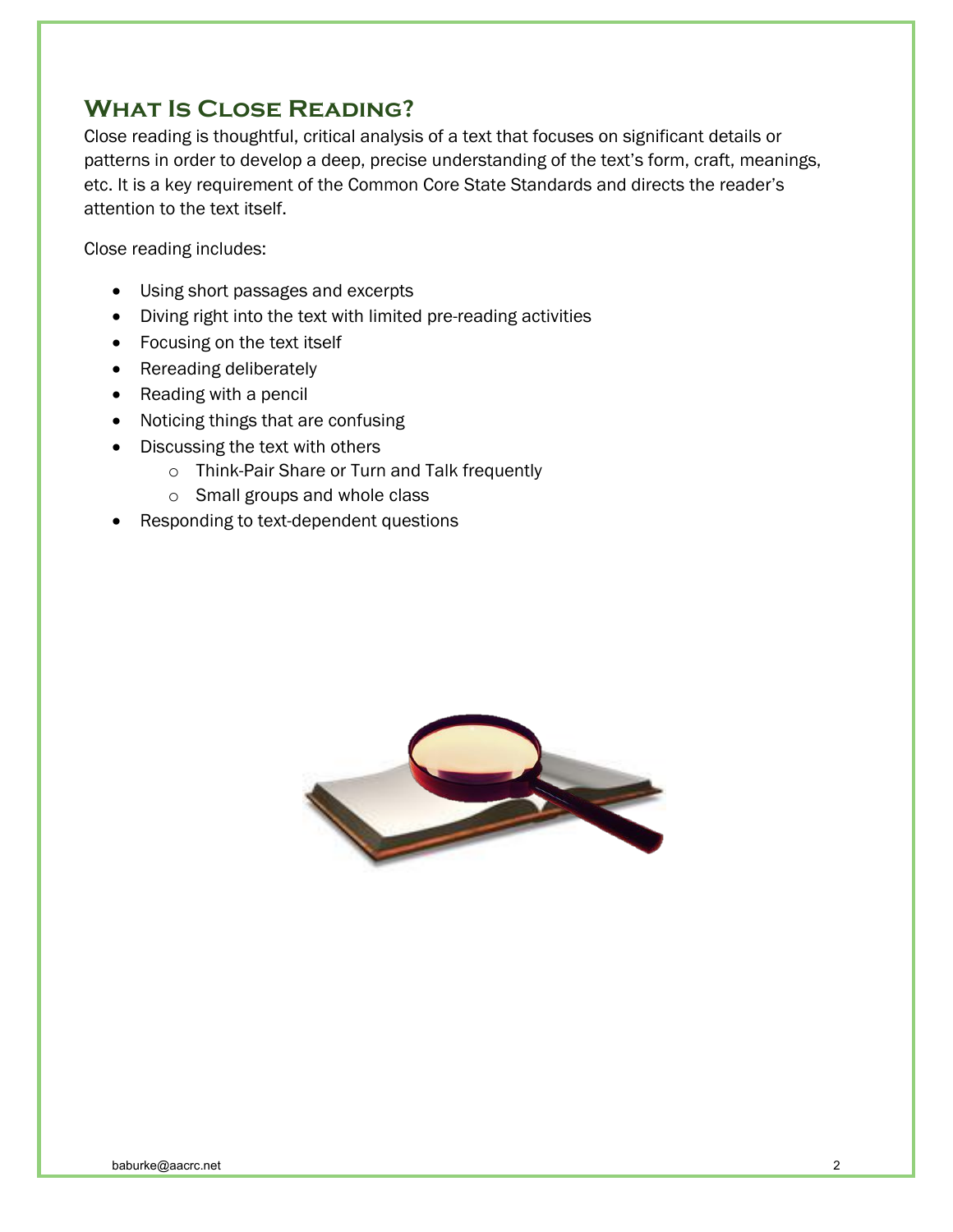## What Is Close Reading?

Close reading is thoughtful, critical analysis of a text that focuses on significant details or patterns in order to develop a deep, precise understanding of the text's form, craft, meanings, etc. It is a key requirement of the Common Core State Standards and directs the reader's attention to the text itself.

Close reading includes:

- Using short passages and excerpts
- Diving right into the text with limited pre-reading activities
- Focusing on the text itself
- Rereading deliberately
- Reading with a pencil
- Noticing things that are confusing
- Discussing the text with others
  - Think-Pair Share or Turn and Talk frequently
  - Small groups and whole class
- Responding to text-dependent questions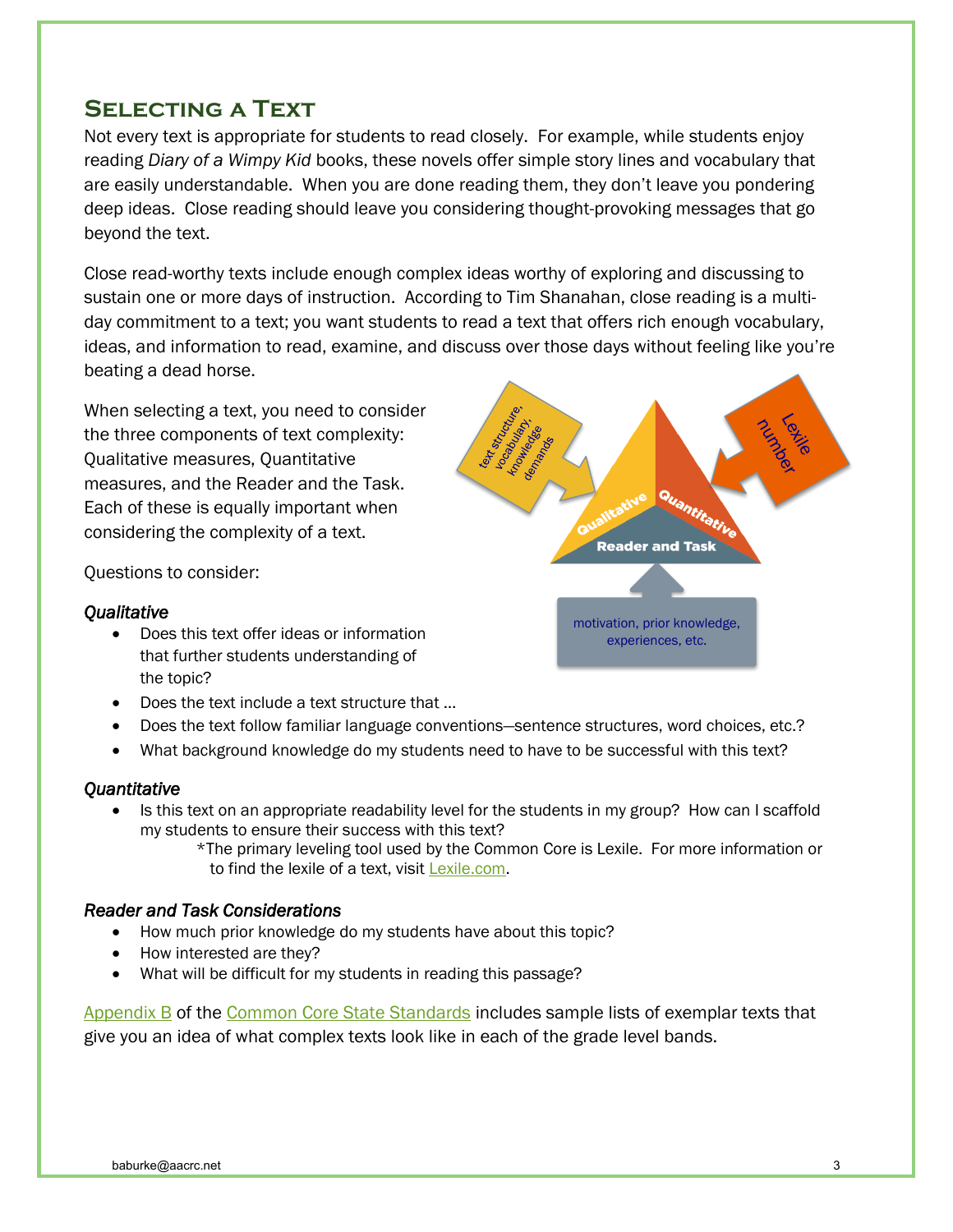## Selecting a Text

Not every text is appropriate for students to read closely. For example, while students enjoy reading *Diary of a Wimpy Kid* books, these novels offer simple story lines and vocabulary that are easily understandable. When you are done reading them, they don't leave you pondering deep ideas. Close reading should leave you considering thought-provoking messages that go beyond the text.

Close read-worthy texts include enough complex ideas worthy of exploring and discussing to sustain one or more days of instruction. According to Tim Shanahan, close reading is a multi-day commitment to a text; you want students to read a text that offers rich enough vocabulary, ideas, and information to read, examine, and discuss over those days without feeling like you're beating a dead horse.

When selecting a text, you need to consider the three components of text complexity: Qualitative measures, Quantitative measures, and the Reader and the Task. Each of these is equally important when considering the complexity of a text.

Questions to consider:

*Qualitative*

- Does this text offer ideas or information that further students understanding of the topic?
- Does the text include a text structure that …
- Does the text follow familiar language conventions—sentence structures, word choices, etc.?
- What background knowledge do my students need to have to be successful with this text?

*Quantitative*

- Is this text on an appropriate readability level for the students in my group? How can I scaffold my students to ensure their success with this text?
  *The primary leveling tool used by the Common Core is Lexile. For more information or to find the lexile of a text, visit Lexile.com.

*Reader and Task Considerations*

- How much prior knowledge do my students have about this topic?
- How interested are they?
- What will be difficult for my students in reading this passage?

Appendix B of the Common Core State Standards includes sample lists of exemplar texts that give you an idea of what complex texts look like in each of the grade level bands.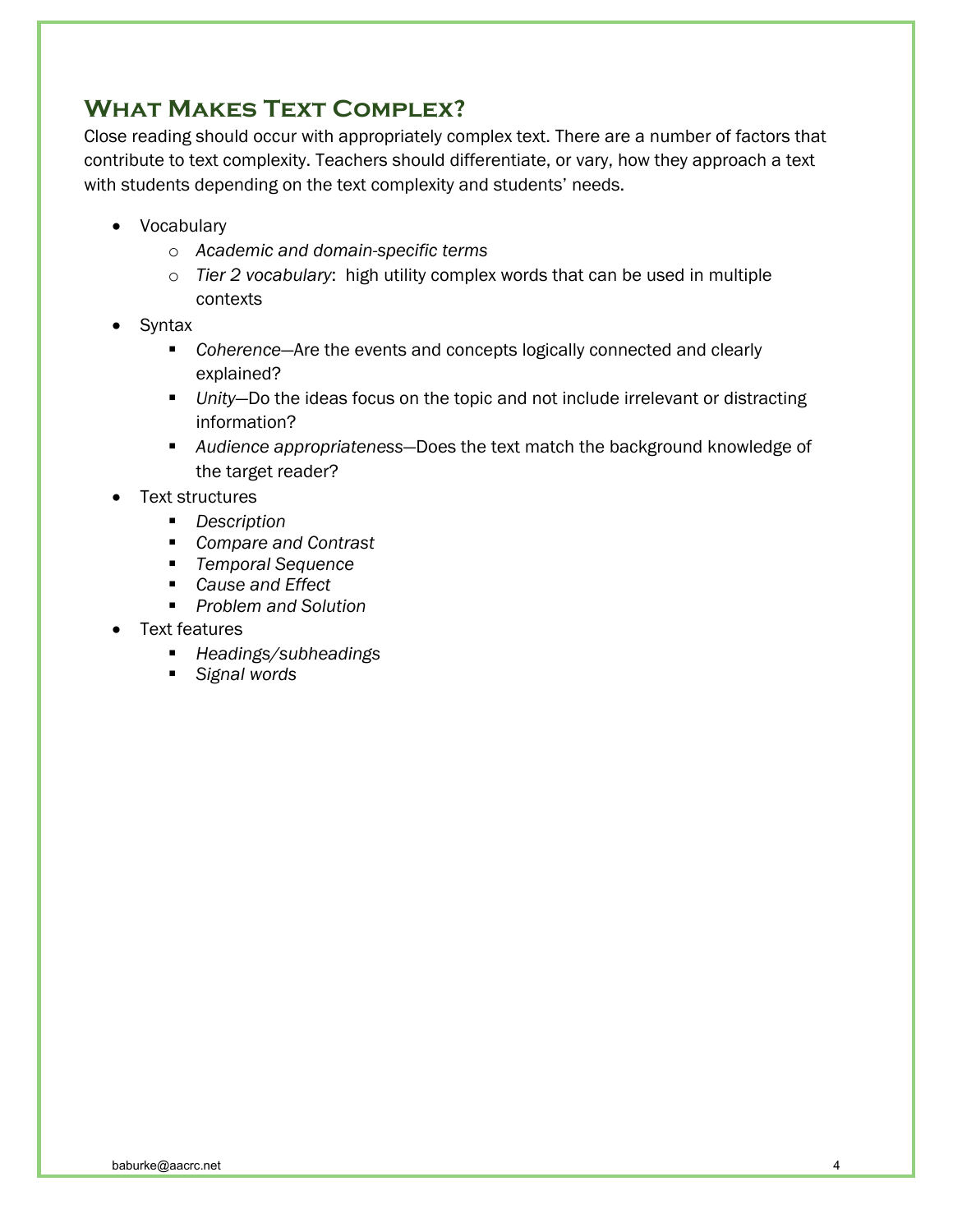## What Makes Text Complex?

Close reading should occur with appropriately complex text. There are a number of factors that contribute to text complexity. Teachers should differentiate, or vary, how they approach a text with students depending on the text complexity and students' needs.

- Vocabulary
  - *Academic and domain-specific terms*
  - *Tier 2 vocabulary*: high utility complex words that can be used in multiple contexts
- Syntax
  - *Coherence*—Are the events and concepts logically connected and clearly explained?
  - *Unity*—Do the ideas focus on the topic and not include irrelevant or distracting information?
  - *Audience appropriateness*—Does the text match the background knowledge of the target reader?
- Text structures
  - *Description*
  - *Compare and Contrast*
  - *Temporal Sequence*
  - *Cause and Effect*
  - *Problem and Solution*
- Text features
  - *Headings/subheadings*
  - *Signal words*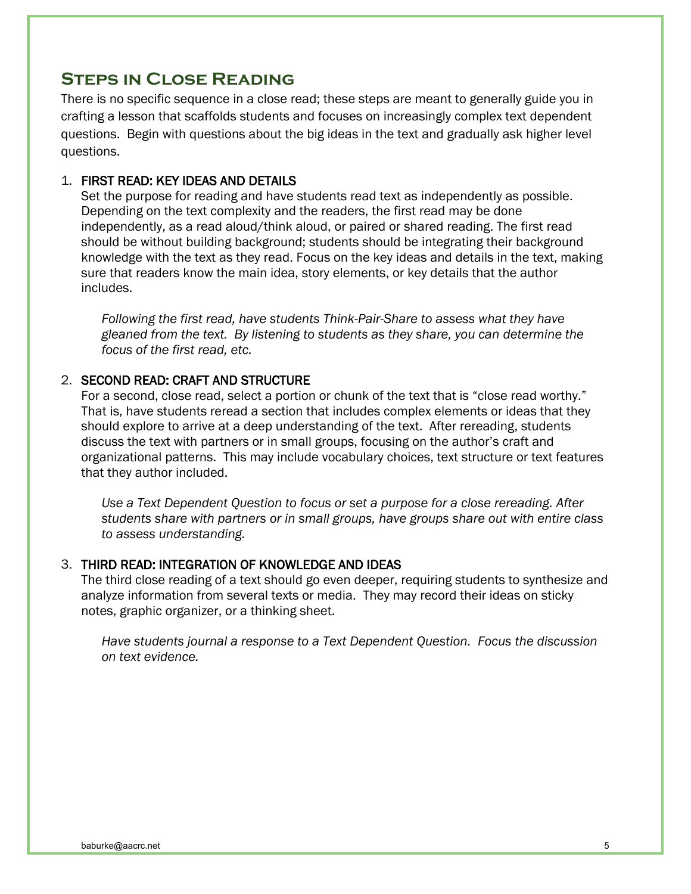## Steps in Close Reading

There is no specific sequence in a close read; these steps are meant to generally guide you in crafting a lesson that scaffolds students and focuses on increasingly complex text dependent questions. Begin with questions about the big ideas in the text and gradually ask higher level questions.

1. FIRST READ: KEY IDEAS AND DETAILS
   Set the purpose for reading and have students read text as independently as possible. Depending on the text complexity and the readers, the first read may be done independently, as a read aloud/think aloud, or paired or shared reading. The first read should be without building background; students should be integrating their background knowledge with the text as they read. Focus on the key ideas and details in the text, making sure that readers know the main idea, story elements, or key details that the author includes.

   *Following the first read, have students Think-Pair-Share to assess what they have gleaned from the text. By listening to students as they share, you can determine the focus of the first read, etc.*

2. SECOND READ: CRAFT AND STRUCTURE
   For a second, close read, select a portion or chunk of the text that is "close read worthy." That is, have students reread a section that includes complex elements or ideas that they should explore to arrive at a deep understanding of the text. After rereading, students discuss the text with partners or in small groups, focusing on the author's craft and organizational patterns. This may include vocabulary choices, text structure or text features that they author included.

   *Use a Text Dependent Question to focus or set a purpose for a close rereading. After students share with partners or in small groups, have groups share out with entire class to assess understanding.*

3. THIRD READ: INTEGRATION OF KNOWLEDGE AND IDEAS
   The third close reading of a text should go even deeper, requiring students to synthesize and analyze information from several texts or media. They may record their ideas on sticky notes, graphic organizer, or a thinking sheet.

   *Have students journal a response to a Text Dependent Question. Focus the discussion on text evidence.*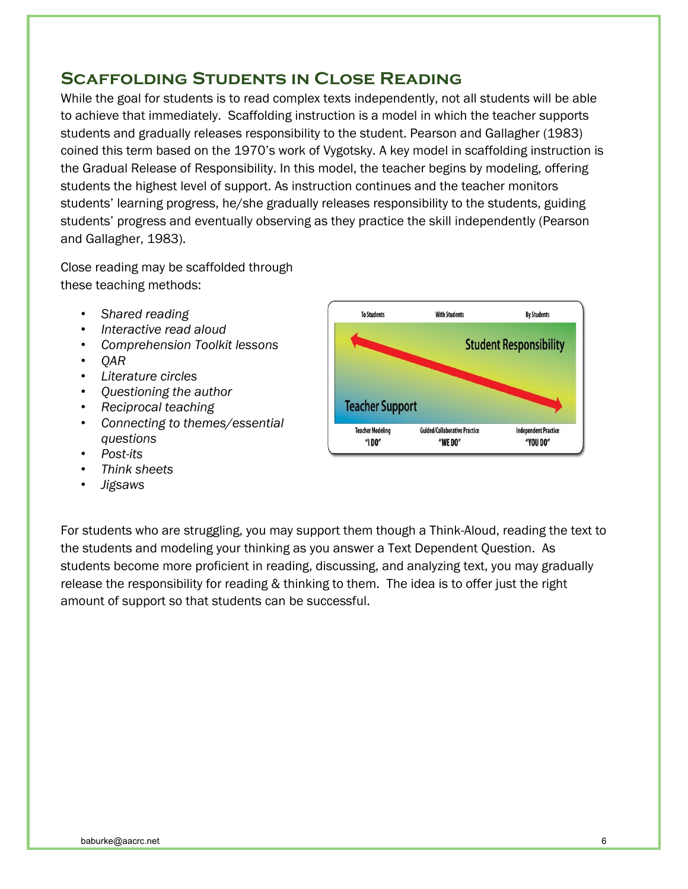## Scaffolding Students in Close Reading

While the goal for students is to read complex texts independently, not all students will be able to achieve that immediately. Scaffolding instruction is a model in which the teacher supports students and gradually releases responsibility to the student. Pearson and Gallagher (1983) coined this term based on the 1970's work of Vygotsky. A key model in scaffolding instruction is the Gradual Release of Responsibility. In this model, the teacher begins by modeling, offering students the highest level of support. As instruction continues and the teacher monitors students' learning progress, he/she gradually releases responsibility to the students, guiding students' progress and eventually observing as they practice the skill independently (Pearson and Gallagher, 1983).

Close reading may be scaffolded through these teaching methods:

- *Shared reading*
- *Interactive read aloud*
- *Comprehension Toolkit lessons*
- *QAR*
- *Literature circles*
- *Questioning the author*
- *Reciprocal teaching*
- *Connecting to themes/essential questions*
- *Post-its*
- *Think sheets*
- *Jigsaws*

For students who are struggling, you may support them though a Think-Aloud, reading the text to the students and modeling your thinking as you answer a Text Dependent Question. As students become more proficient in reading, discussing, and analyzing text, you may gradually release the responsibility for reading & thinking to them. The idea is to offer just the right amount of support so that students can be successful.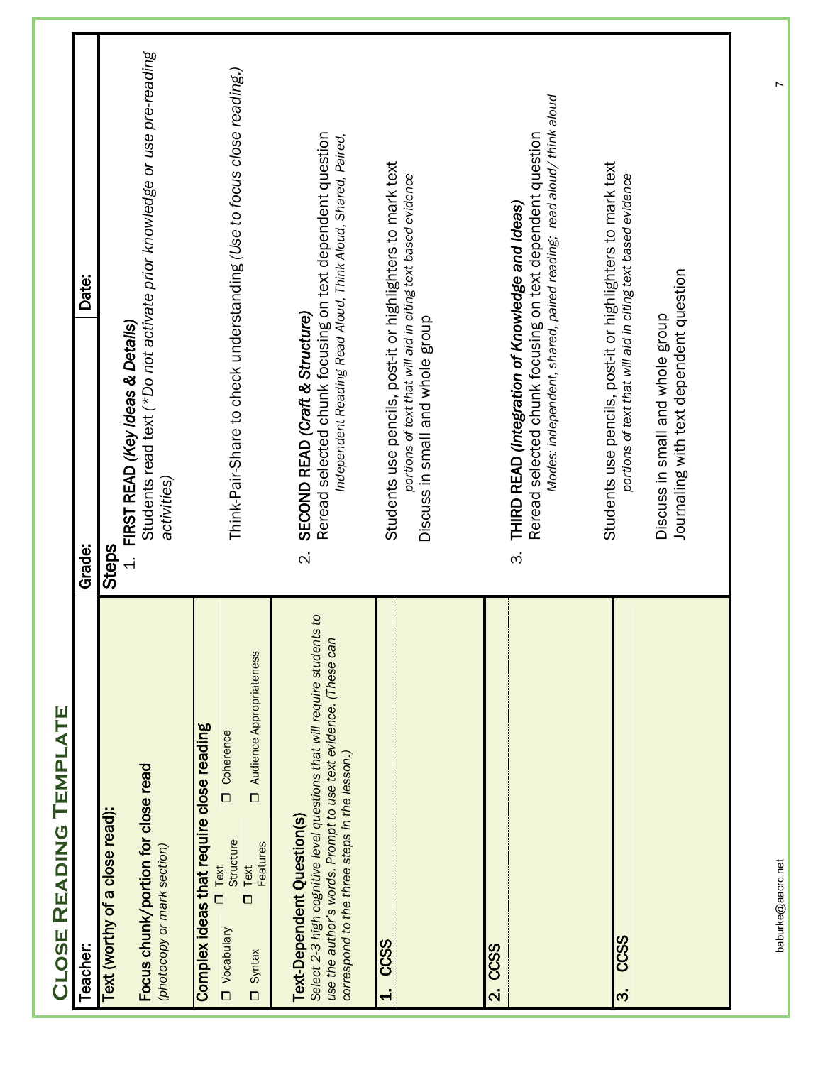# Close Reading Template

| Teacher: | Grade: | Date: |
|---|---|---|
| **Text (worthy of a close read):** <br><br> **Focus chunk/portion for close read** <br> *(photocopy or mark section)* | **Steps** <br> 1. **FIRST READ** ***(Key Ideas & Details)*** <br> Students read text *(\*Do not activate prior knowledge or use pre-reading activities)* | |
| **Complex ideas that require close reading** <br> ☐ Vocabulary ☐ Text Structure ☐ Coherence <br> ☐ Syntax ☐ Text Features ☐ Audience Appropriateness | Think-Pair-Share to check understanding *(Use to focus close reading.)* | |
| **Text-Dependent Question(s)** <br> *Select 2-3 high cognitive level questions that will require students to use the author's words. Prompt to use text evidence. (These can correspond to the three steps in the lesson.)* | 2. **SECOND READ** ***(Craft & Structure)*** <br> Reread selected chunk focusing on text dependent question <br> *Independent Reading Read Aloud, Think Aloud, Shared, Paired,* | |
| **1. CCSS** | Students use pencils, post-it or highlighters to mark text <br> *portions of text that will aid in citing text based evidence* <br> Discuss in small and whole group | |
| **2. CCSS** | 3. **THIRD READ** ***(Integration of Knowledge and Ideas)*** <br> Reread selected chunk focusing on text dependent question <br> *Modes: independent, shared, paired reading; read aloud/ think aloud* | |
| **3. CCSS** | Students use pencils, post-it or highlighters to mark text <br> *portions of text that will aid in citing text based evidence* <br><br> Discuss in small and whole group <br> Journaling with text dependent question | |

baburke@aacrc.net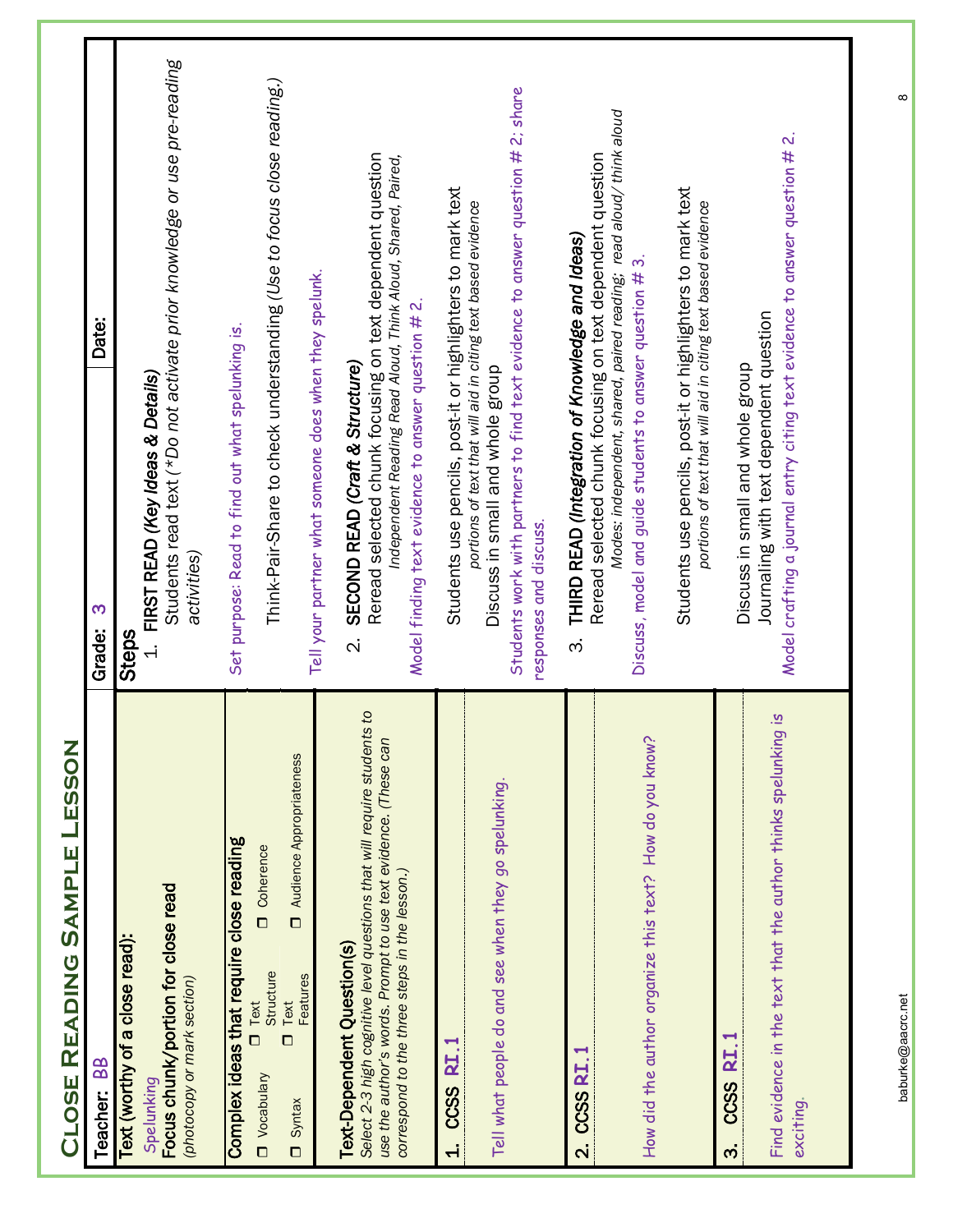# Close Reading Sample Lesson

| Teacher: BB | Grade: 3 | Date: |
|---|---|---|

**Text (worthy of a close read):**
Spelunking

**Focus chunk/portion for close read**
*(photocopy or mark section)*

**Complex ideas that require close reading**

- ☐ Vocabulary
- ☐ Syntax
- ☐ Text Structure
- ☐ Text Features
- ☐ Coherence
- ☐ Audience Appropriateness

**Text-Dependent Question(s)**
*Select 2-3 high cognitive level questions that will require students to use the author's words. Prompt to use text evidence. (These can correspond to the three steps in the lesson.)*

**1. CCSS RI.1**
Tell what people do and see when they go spelunking.

**2. CCSS RI.1**
How did the author organize this text? How do you know?

**3. CCSS RI.1**
Find evidence in the text that the author thinks spelunking is exciting.

---

**Steps**

1. **FIRST READ** ***(Key Ideas & Details)***
   Students read text *(\*Do not activate prior knowledge or use pre-reading activities)*

Set purpose: Read to find out what spelunking is.

Think-Pair-Share to check understanding *(Use to focus close reading.)*

Tell your partner what someone does when they spelunk.

2. **SECOND READ** ***(Craft & Structure)***
   Reread selected chunk focusing on text dependent question
   *Independent Reading Read Aloud, Think Aloud, Shared, Paired,*

Model finding text evidence to answer question # 2.

Students use pencils, post-it or highlighters to mark text
*portions of text that will aid in citing text based evidence*
Discuss in small and whole group

Students work with partners to find text evidence to answer question # 2; share responses and discuss.

3. **THIRD READ** ***(Integration of Knowledge and Ideas)***
   Reread selected chunk focusing on text dependent question
   *Modes: independent, shared, paired reading; read aloud/ think aloud*

Discuss, model and guide students to answer question # 3.

Students use pencils, post-it or highlighters to mark text
*portions of text that will aid in citing text based evidence*

Discuss in small and whole group
Journaling with text dependent question

Model crafting a journal entry citing text evidence to answer question # 2.

baburke@aacrc.net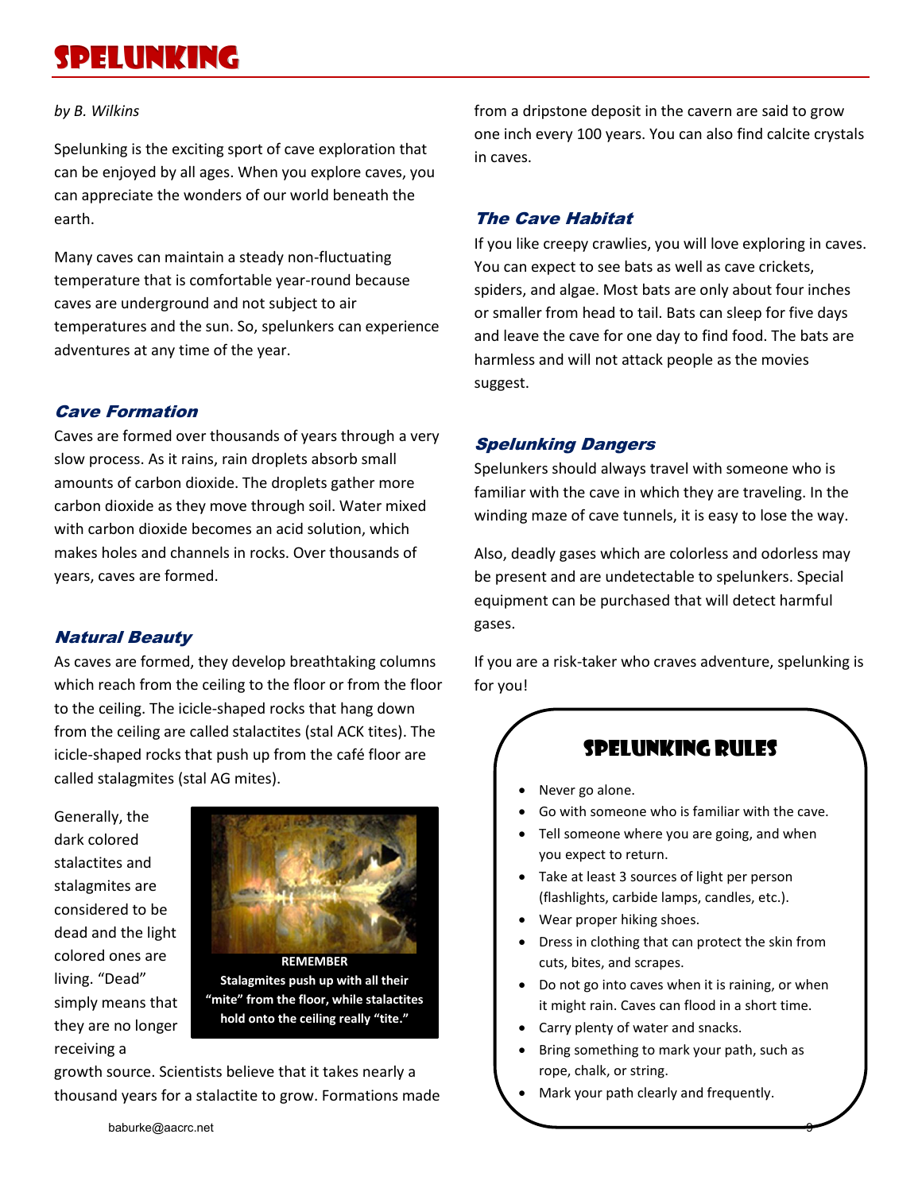# Spelunking

*by B. Wilkins*

Spelunking is the exciting sport of cave exploration that can be enjoyed by all ages. When you explore caves, you can appreciate the wonders of our world beneath the earth.

Many caves can maintain a steady non-fluctuating temperature that is comfortable year-round because caves are underground and not subject to air temperatures and the sun. So, spelunkers can experience adventures at any time of the year.

### *Cave Formation*

Caves are formed over thousands of years through a very slow process. As it rains, rain droplets absorb small amounts of carbon dioxide. The droplets gather more carbon dioxide as they move through soil. Water mixed with carbon dioxide becomes an acid solution, which makes holes and channels in rocks. Over thousands of years, caves are formed.

### *Natural Beauty*

As caves are formed, they develop breathtaking columns which reach from the ceiling to the floor or from the floor to the ceiling. The icicle-shaped rocks that hang down from the ceiling are called stalactites (stal ACK tites). The icicle-shaped rocks that push up from the café floor are called stalagmites (stal AG mites).

Generally, the dark colored stalactites and stalagmites are considered to be dead and the light colored ones are living. "Dead" simply means that they are no longer receiving a growth source. Scientists believe that it takes nearly a thousand years for a stalactite to grow. Formations made from a dripstone deposit in the cavern are said to grow one inch every 100 years. You can also find calcite crystals in caves.

**REMEMBER**
**Stalagmites push up with all their "mite" from the floor, while stalactites hold onto the ceiling really "tite."**

### *The Cave Habitat*

If you like creepy crawlies, you will love exploring in caves. You can expect to see bats as well as cave crickets, spiders, and algae. Most bats are only about four inches or smaller from head to tail. Bats can sleep for five days and leave the cave for one day to find food. The bats are harmless and will not attack people as the movies suggest.

### *Spelunking Dangers*

Spelunkers should always travel with someone who is familiar with the cave in which they are traveling. In the winding maze of cave tunnels, it is easy to lose the way.

Also, deadly gases which are colorless and odorless may be present and are undetectable to spelunkers. Special equipment can be purchased that will detect harmful gases.

If you are a risk-taker who craves adventure, spelunking is for you!

## Spelunking Rules

- Never go alone.
- Go with someone who is familiar with the cave.
- Tell someone where you are going, and when you expect to return.
- Take at least 3 sources of light per person (flashlights, carbide lamps, candles, etc.).
- Wear proper hiking shoes.
- Dress in clothing that can protect the skin from cuts, bites, and scrapes.
- Do not go into caves when it is raining, or when it might rain. Caves can flood in a short time.
- Carry plenty of water and snacks.
- Bring something to mark your path, such as rope, chalk, or string.
- Mark your path clearly and frequently.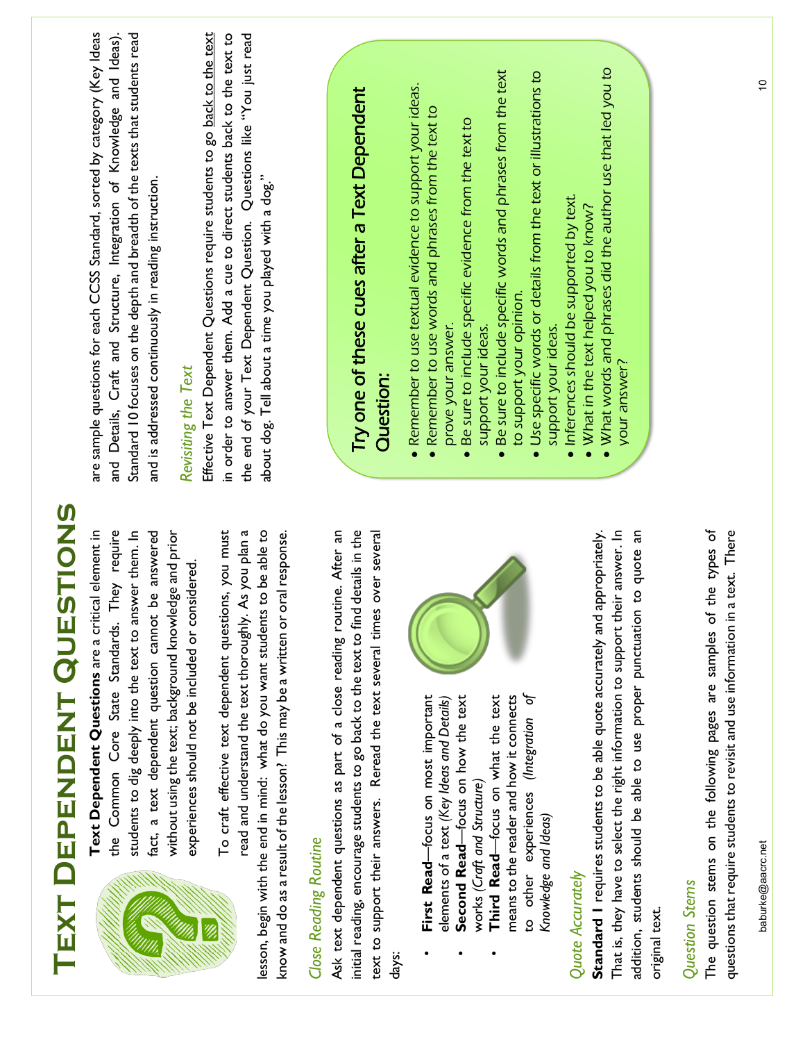# Text Dependent Questions

**Text Dependent Questions** are a critical element in the Common Core State Standards. They require students to dig deeply into the text to answer them. In fact, a text dependent question cannot be answered without using the text; background knowledge and prior experiences should not be included or considered.

To craft effective text dependent questions, you must read and understand the text thoroughly. As you plan a lesson, begin with the end in mind: what do you want students to be able to know and do as a result of the lesson? This may be a written or oral response.

### *Close Reading Routine*

Ask text dependent questions as part of a close reading routine. After an initial reading, encourage students to go back to the text to find details in the text to support their answers. Reread the text several times over several days:

- **First Read**—focus on most important elements of a text *(Key Ideas and Details)*
- **Second Read**—focus on how the text works *(Craft and Structure)*
- **Third Read**—focus on what the text means to the reader and how it connects to other experiences *(Integration of Knowledge and Ideas)*

### *Quote Accurately*

**Standard 1** requires students to be able quote accurately and appropriately. That is, they have to select the right information to support their answer. In addition, students should be able to use proper punctuation to quote an original text.

### *Question Stems*

The question stems on the following pages are samples of the types of questions that require students to revisit and use information in a text. There are sample questions for each CCSS Standard, sorted by category (Key Ideas and Details, Craft and Structure, Integration of Knowledge and Ideas). Standard 10 focuses on the depth and breadth of the texts that students read and is addressed continuously in reading instruction.

### *Revisiting the Text*

Effective Text Dependent Questions require students to go back to the text in order to answer them. Add a cue to direct students back to the text to the end of your Text Dependent Question. Questions like "You just read about dog. Tell about a time you played with a dog."

## Try one of these cues after a Text Dependent Question:

- Remember to use textual evidence to support your ideas.
- Remember to use words and phrases from the text to prove your answer.
- Be sure to include specific evidence from the text to support your ideas.
- Be sure to include specific words and phrases from the text to support your opinion.
- Use specific words or details from the text or illustrations to support your ideas.
- Inferences should be supported by text.
- What in the text helped you to know?
- What words and phrases did the author use that led you to your answer?

baburke@aacrc.net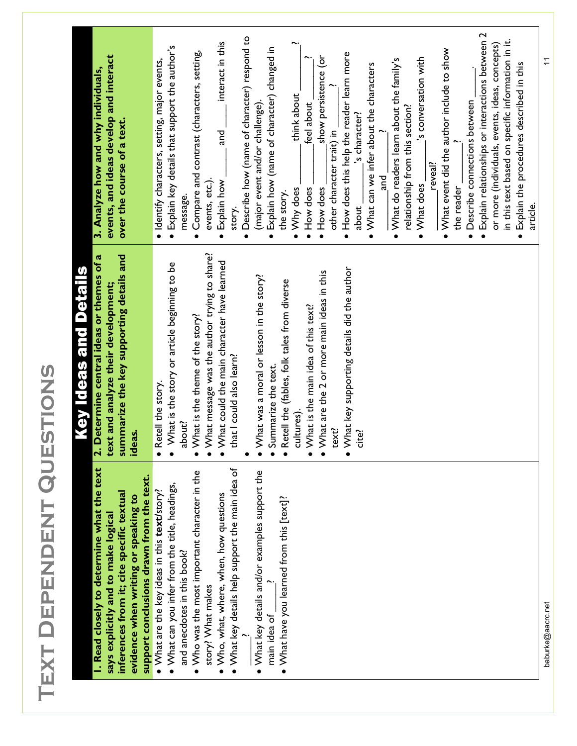# Text Dependent Questions

## Key Ideas and Details

| 1. Read closely to determine what the text says explicitly and to make logical inferences from it; cite specific textual evidence when writing or speaking to support conclusions drawn from the text. | 2. Determine central ideas or themes of a text and analyze their development; summarize the key supporting details and ideas. | 3. Analyze how and why individuals, events, and ideas develop and interact over the course of a text. |
|---|---|---|
| • What are the key ideas in this **text**/story?<br>• What can you infer from the title, headings, and anecdotes in this book?<br>• Who was the most important character in the story? What makes<br>• Who, what, where, when, how questions<br>• What key details help support the main idea of ______?<br>• What key details and/or examples support the main idea of ______?<br>• What have you learned from this [text]? | • Retell the story.<br>• What is the story or article beginning to be about?<br>• What is the theme of the story?<br>• What message was the author trying to share?<br>• What could the main character have learned that I could also learn?<br>•<br>• What was a moral or lesson in the story?<br>• Summarize the text.<br>• Retell the (fables, folk tales from diverse cultures).<br>• What is the main idea of this text?<br>• What are the 2 or more main ideas in this text?<br>• What key supporting details did the author cite? | • Identify characters, setting, major events,<br>• Explain key details that support the author's message.<br>• Compare and contrast (characters, setting, events, etc.).<br>• Explain how ______ and ______ interact in this story.<br>• Describe how (name of character) respond to (major event and/or challenge).<br>• Explain how (name of character) changed in the story.<br>• Why does ______ think about ______?<br>• How does ______ feel about ______?<br>• How does ______ show persistence (or other character trait) in ______?<br>• How does this help the reader learn more about ______'s character?<br>• What can we infer about the characters ______ and ______?<br>• What do readers learn about the family's relationship from this section?<br>• What does ______'s conversation with ______ reveal?<br>• What event did the author include to show the reader ______?<br>• Describe connections between ______.<br>• Explain relationships or interactions between 2 or more (individuals, events, ideas, concepts) in this text based on specific information in it.<br>• Explain the procedures described in this article. |

baburke@aacrc.net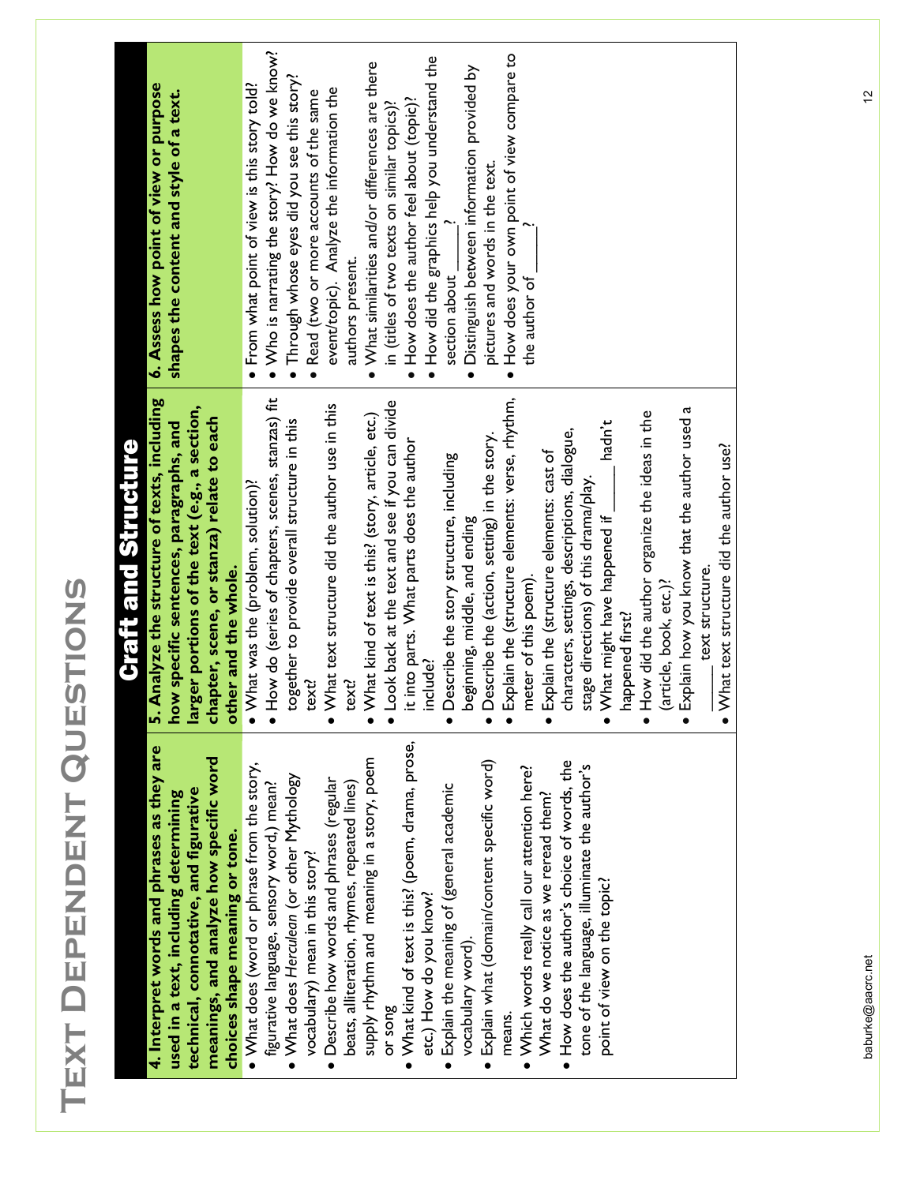# Text Dependent Questions

## Craft and Structure

| 4. Interpret words and phrases as they are used in a text, including determining technical, connotative, and figurative meanings, and analyze how specific word choices shape meaning or tone. | 5. Analyze the structure of texts, including how specific sentences, paragraphs, and larger portions of the text (e.g., a section, chapter, scene, or stanza) relate to each other and the whole. | 6. Assess how point of view or purpose shapes the content and style of a text. |
| --- | --- | --- |
| • What does (word or phrase from the story, figurative language, sensory word,) mean?<br>• What does *Herculean* (or other Mythology vocabulary) mean in this story?<br>• Describe how words and phrases (regular beats, alliteration, rhymes, repeated lines) supply rhythm and meaning in a story, poem or song<br>• What kind of text is this? (poem, drama, prose, etc.) How do you know?<br>• Explain the meaning of (general academic vocabulary word).<br>• Explain what (domain/content specific word) means.<br>• Which words really call our attention here? What do we notice as we reread them?<br>• How does the author's choice of words, the tone of the language, illuminate the author's point of view on the topic? | • What was the (problem, solution)?<br>• How do (series of chapters, scenes, stanzas) fit together to provide overall structure in this text?<br>• What text structure did the author use in this text?<br>• What kind of text is this? (story, article, etc.)<br>• Look back at the text and see if you can divide it into parts. What parts does the author include?<br>• Describe the story structure, including beginning, middle, and ending<br>• Describe the (action, setting) in the story.<br>• Explain the (structure elements: verse, rhythm, meter of this poem).<br>• Explain the (structure elements: cast of characters, settings, descriptions, dialogue, stage directions) of this drama/play.<br>• What might have happened if _____ hadn't happened first?<br>• How did the author organize the ideas in the (article, book, etc.)?<br>• Explain how you know that the author used a _____ text structure.<br>• What text structure did the author use? | • From what point of view is this story told?<br>• Who is narrating the story? How do we know?<br>• Through whose eyes did you see this story?<br>• Read (two or more accounts of the same event/topic). Analyze the information the authors present.<br>• What similarities and/or differences are there in (titles of two texts on similar topics)?<br>• How does the author feel about (topic)?<br>• How did the graphics help you understand the section about _____?<br>• Distinguish between information provided by pictures and words in the text.<br>• How does your own point of view compare to the author of _____? |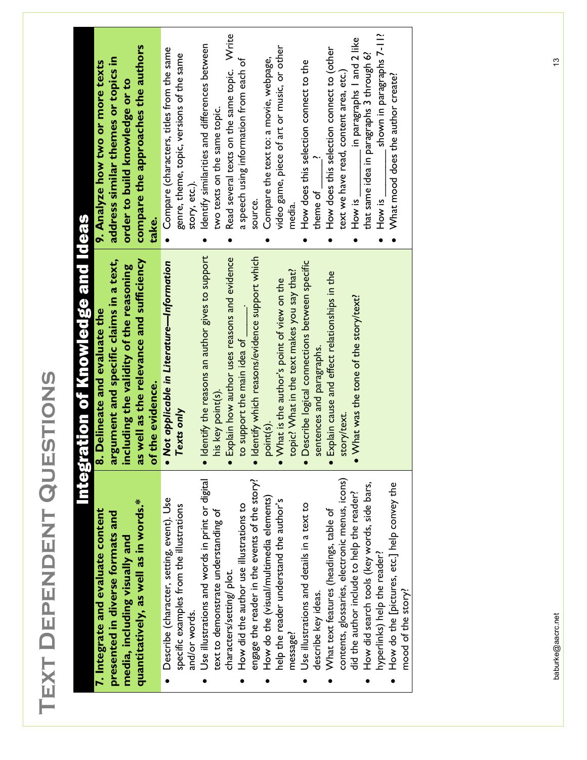# Text Dependent Questions

## Integration of Knowledge and Ideas

| 7. Integrate and evaluate content presented in diverse formats and media, including visually and quantitatively, as well as in words.* | 8. Delineate and evaluate the argument and specific claims in a text, including the validity of the reasoning as well as the relevance and sufficiency of the evidence. | 9. Analyze how two or more texts address similar themes or topics in order to build knowledge or to compare the approaches the authors take. |
|---|---|---|
| • Describe (character, setting, event). Use specific examples from the illustrations and/or words.<br>• Use illustrations and words in print or digital text to demonstrate understanding of characters/setting/ plot.<br>• How did the author use illustrations to engage the reader in the events of the story?<br>• How do the (visual/multimedia elements) help the reader understand the author's message?<br>• Use illustrations and details in a text to describe key ideas.<br>• What text features (headings, table of contents, glossaries, electronic menus, icons) did the author include to help the reader?<br>• How did search tools (key words, side bars, hyperlinks) help the reader?<br>• How do the [pictures, etc.] help convey the mood of the story? | • ***Not applicable in Literature—Information Texts only***<br>• Identify the reasons an author gives to support his key point(s).<br>• Explain how author uses reasons and evidence to support the main idea of ______.<br>• Identify which reasons/evidence support which point(s).<br>• What is the author's point of view on the topic? What in the text makes you say that?<br>• Describe logical connections between specific sentences and paragraphs.<br>• Explain cause and effect relationships in the story/text.<br>• What was the tone of the story/text? | • Compare (characters, titles from the same genre, theme, topic, versions of the same story, etc.).<br>• Identify similarities and differences between two texts on the same topic.<br>• Read several texts on the same topic. Write a speech using information from each of source.<br>• Compare the text to: a movie, webpage, video game, piece of art or music, or other media.<br>• How does this selection connect to the theme of ______?<br>• How does this selection connect to (other text we have read, content area, etc.)<br>• How is ______ in paragraphs 1 and 2 like that same idea in paragraphs 3 through 6?<br>• How is ______ shown in paragraphs 7-11?<br>• What mood does the author create? |

baburke@aacrc.net